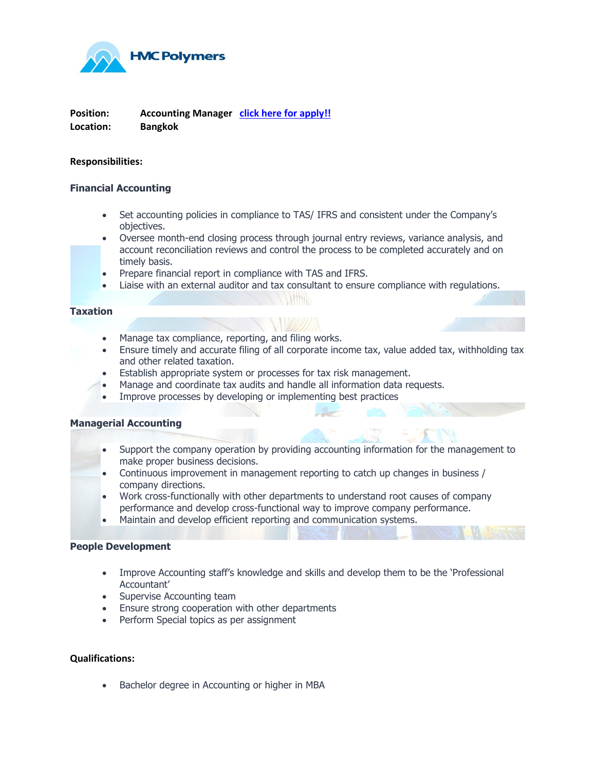HMC Polymers

**Position:** Accounting Manager click here for apply!!
**Location:** Bangkok

**Responsibilities:**

**Financial Accounting**

- Set accounting policies in compliance to TAS/ IFRS and consistent under the Company's objectives.
- Oversee month-end closing process through journal entry reviews, variance analysis, and account reconciliation reviews and control the process to be completed accurately and on timely basis.
- Prepare financial report in compliance with TAS and IFRS.
- Liaise with an external auditor and tax consultant to ensure compliance with regulations.

**Taxation**

- Manage tax compliance, reporting, and filing works.
- Ensure timely and accurate filing of all corporate income tax, value added tax, withholding tax and other related taxation.
- Establish appropriate system or processes for tax risk management.
- Manage and coordinate tax audits and handle all information data requests.
- Improve processes by developing or implementing best practices

**Managerial Accounting**

- Support the company operation by providing accounting information for the management to make proper business decisions.
- Continuous improvement in management reporting to catch up changes in business / company directions.
- Work cross-functionally with other departments to understand root causes of company performance and develop cross-functional way to improve company performance.
- Maintain and develop efficient reporting and communication systems.

**People Development**

- Improve Accounting staff's knowledge and skills and develop them to be the 'Professional Accountant'
- Supervise Accounting team
- Ensure strong cooperation with other departments
- Perform Special topics as per assignment

**Qualifications:**

- Bachelor degree in Accounting or higher in MBA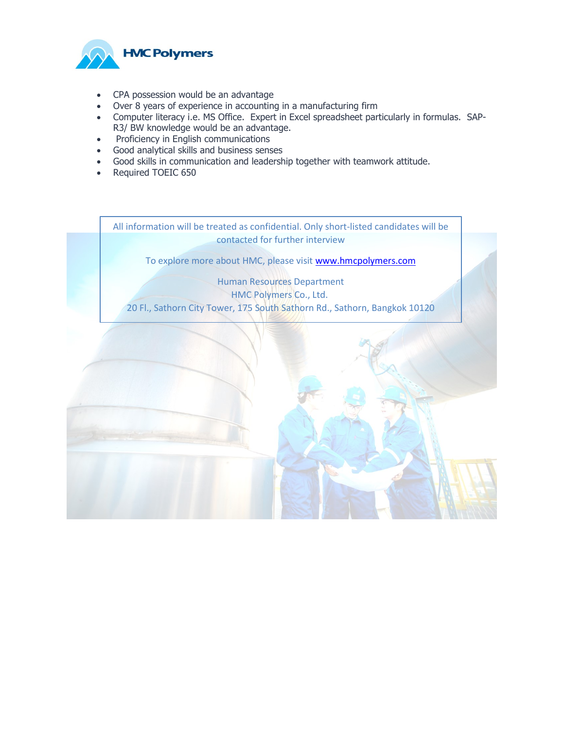- CPA possession would be an advantage
- Over 8 years of experience in accounting in a manufacturing firm
- Computer literacy i.e. MS Office. Expert in Excel spreadsheet particularly in formulas. SAP-R3/ BW knowledge would be an advantage.
- Proficiency in English communications
- Good analytical skills and business senses
- Good skills in communication and leadership together with teamwork attitude.
- Required TOEIC 650

All information will be treated as confidential. Only short-listed candidates will be contacted for further interview

To explore more about HMC, please visit [www.hmcpolymers.com](http://www.hmcpolymers.com)

Human Resources Department
HMC Polymers Co., Ltd.
20 Fl., Sathorn City Tower, 175 South Sathorn Rd., Sathorn, Bangkok 10120